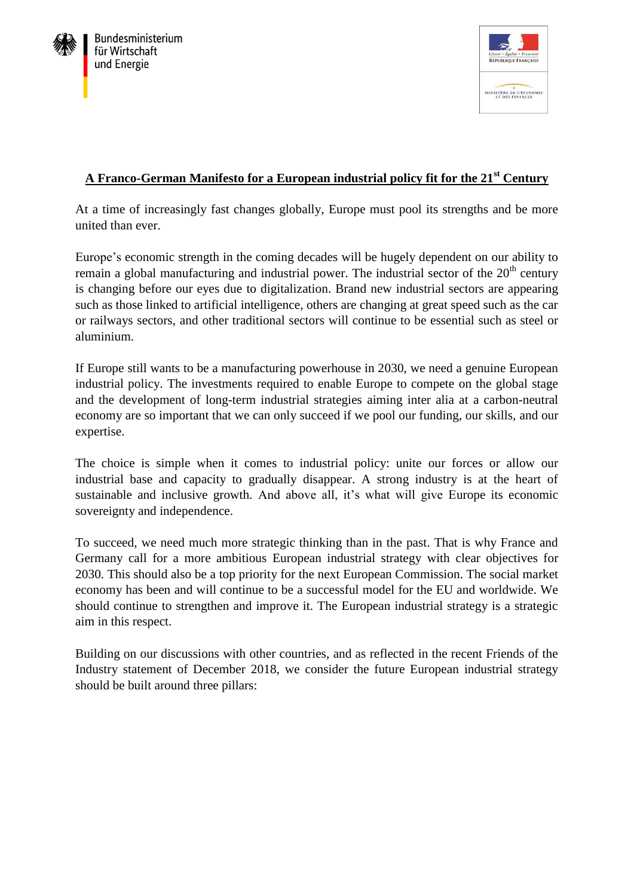Bundesministerium für Wirtschaft und Energie

Liberté • Égalité • Fraternité
RÉPUBLIQUE FRANÇAISE

MINISTÈRE DE L'ÉCONOMIE ET DES FINANCES

# A Franco-German Manifesto for a European industrial policy fit for the 21st Century

At a time of increasingly fast changes globally, Europe must pool its strengths and be more united than ever.

Europe's economic strength in the coming decades will be hugely dependent on our ability to remain a global manufacturing and industrial power. The industrial sector of the 20th century is changing before our eyes due to digitalization. Brand new industrial sectors are appearing such as those linked to artificial intelligence, others are changing at great speed such as the car or railways sectors, and other traditional sectors will continue to be essential such as steel or aluminium.

If Europe still wants to be a manufacturing powerhouse in 2030, we need a genuine European industrial policy. The investments required to enable Europe to compete on the global stage and the development of long-term industrial strategies aiming inter alia at a carbon-neutral economy are so important that we can only succeed if we pool our funding, our skills, and our expertise.

The choice is simple when it comes to industrial policy: unite our forces or allow our industrial base and capacity to gradually disappear. A strong industry is at the heart of sustainable and inclusive growth. And above all, it's what will give Europe its economic sovereignty and independence.

To succeed, we need much more strategic thinking than in the past. That is why France and Germany call for a more ambitious European industrial strategy with clear objectives for 2030. This should also be a top priority for the next European Commission. The social market economy has been and will continue to be a successful model for the EU and worldwide. We should continue to strengthen and improve it. The European industrial strategy is a strategic aim in this respect.

Building on our discussions with other countries, and as reflected in the recent Friends of the Industry statement of December 2018, we consider the future European industrial strategy should be built around three pillars: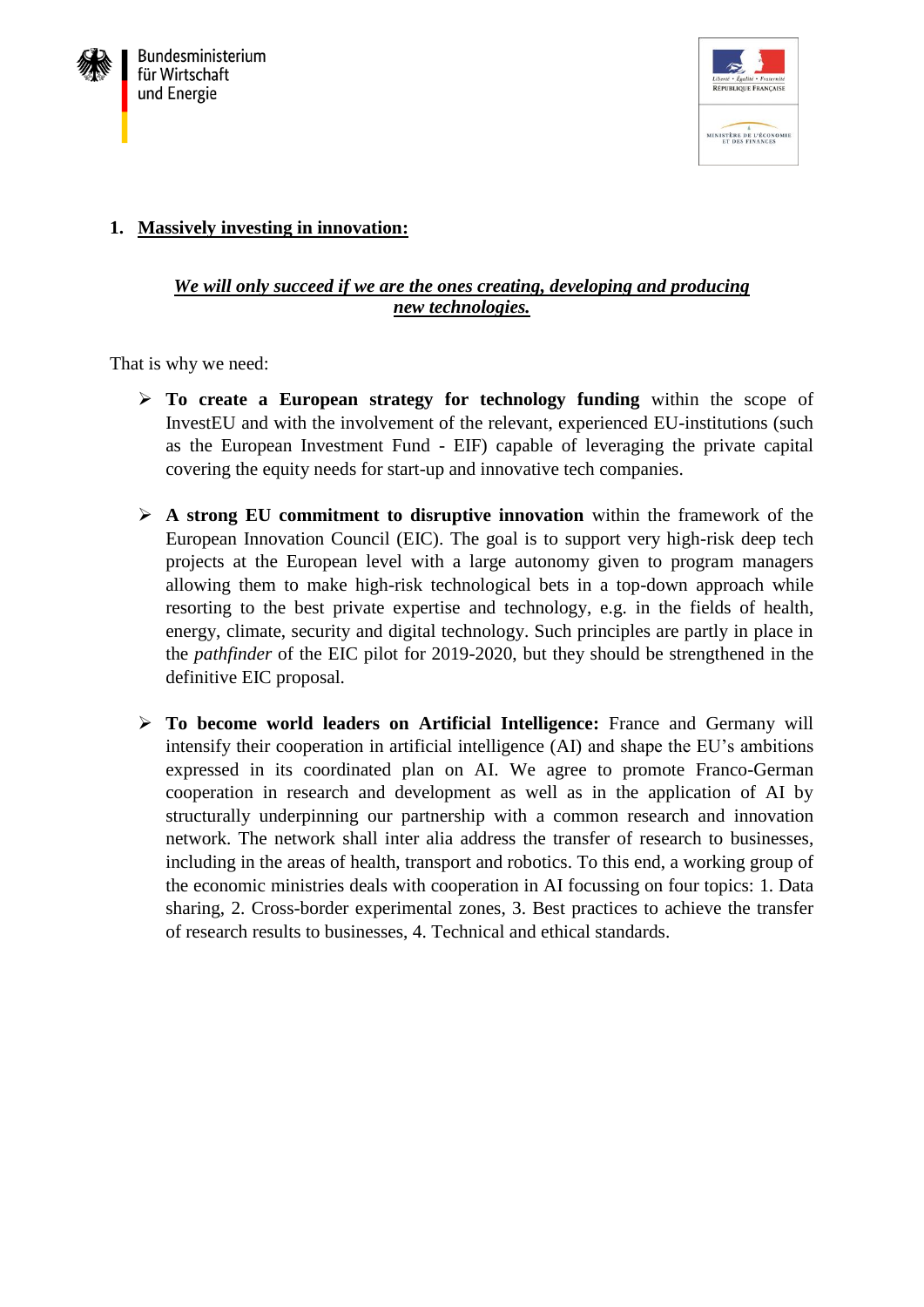## 1. <u>Massively investing in innovation:</u>

***<u>We will only succeed if we are the ones creating, developing and producing new technologies.</u>***

That is why we need:

- **To create a European strategy for technology funding** within the scope of InvestEU and with the involvement of the relevant, experienced EU-institutions (such as the European Investment Fund - EIF) capable of leveraging the private capital covering the equity needs for start-up and innovative tech companies.

- **A strong EU commitment to disruptive innovation** within the framework of the European Innovation Council (EIC). The goal is to support very high-risk deep tech projects at the European level with a large autonomy given to program managers allowing them to make high-risk technological bets in a top-down approach while resorting to the best private expertise and technology, e.g. in the fields of health, energy, climate, security and digital technology. Such principles are partly in place in the *pathfinder* of the EIC pilot for 2019-2020, but they should be strengthened in the definitive EIC proposal.

- **To become world leaders on Artificial Intelligence:** France and Germany will intensify their cooperation in artificial intelligence (AI) and shape the EU's ambitions expressed in its coordinated plan on AI. We agree to promote Franco-German cooperation in research and development as well as in the application of AI by structurally underpinning our partnership with a common research and innovation network. The network shall inter alia address the transfer of research to businesses, including in the areas of health, transport and robotics. To this end, a working group of the economic ministries deals with cooperation in AI focussing on four topics: 1. Data sharing, 2. Cross-border experimental zones, 3. Best practices to achieve the transfer of research results to businesses, 4. Technical and ethical standards.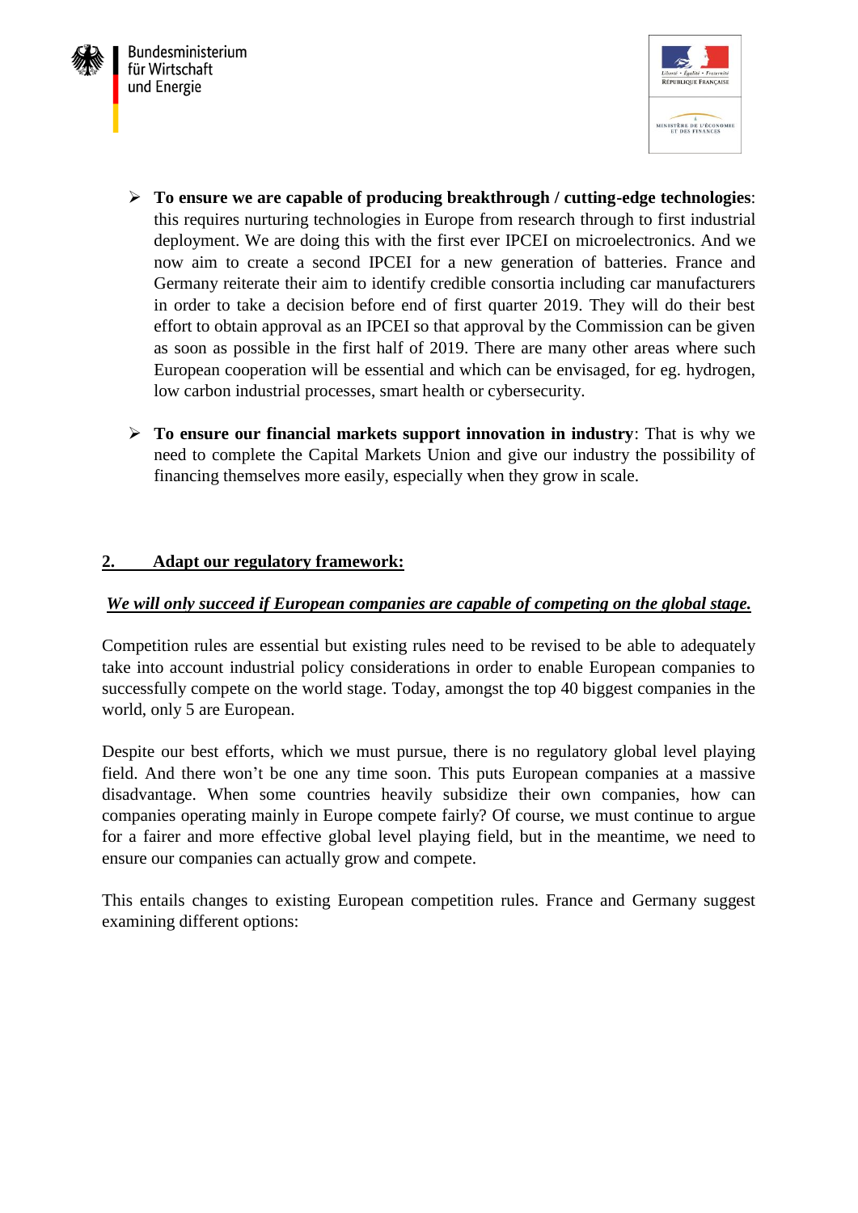- **To ensure we are capable of producing breakthrough / cutting-edge technologies**: this requires nurturing technologies in Europe from research through to first industrial deployment. We are doing this with the first ever IPCEI on microelectronics. And we now aim to create a second IPCEI for a new generation of batteries. France and Germany reiterate their aim to identify credible consortia including car manufacturers in order to take a decision before end of first quarter 2019. They will do their best effort to obtain approval as an IPCEI so that approval by the Commission can be given as soon as possible in the first half of 2019. There are many other areas where such European cooperation will be essential and which can be envisaged, for eg. hydrogen, low carbon industrial processes, smart health or cybersecurity.

- **To ensure our financial markets support innovation in industry**: That is why we need to complete the Capital Markets Union and give our industry the possibility of financing themselves more easily, especially when they grow in scale.

## 2. Adapt our regulatory framework:

***We will only succeed if European companies are capable of competing on the global stage.***

Competition rules are essential but existing rules need to be revised to be able to adequately take into account industrial policy considerations in order to enable European companies to successfully compete on the world stage. Today, amongst the top 40 biggest companies in the world, only 5 are European.

Despite our best efforts, which we must pursue, there is no regulatory global level playing field. And there won't be one any time soon. This puts European companies at a massive disadvantage. When some countries heavily subsidize their own companies, how can companies operating mainly in Europe compete fairly? Of course, we must continue to argue for a fairer and more effective global level playing field, but in the meantime, we need to ensure our companies can actually grow and compete.

This entails changes to existing European competition rules. France and Germany suggest examining different options: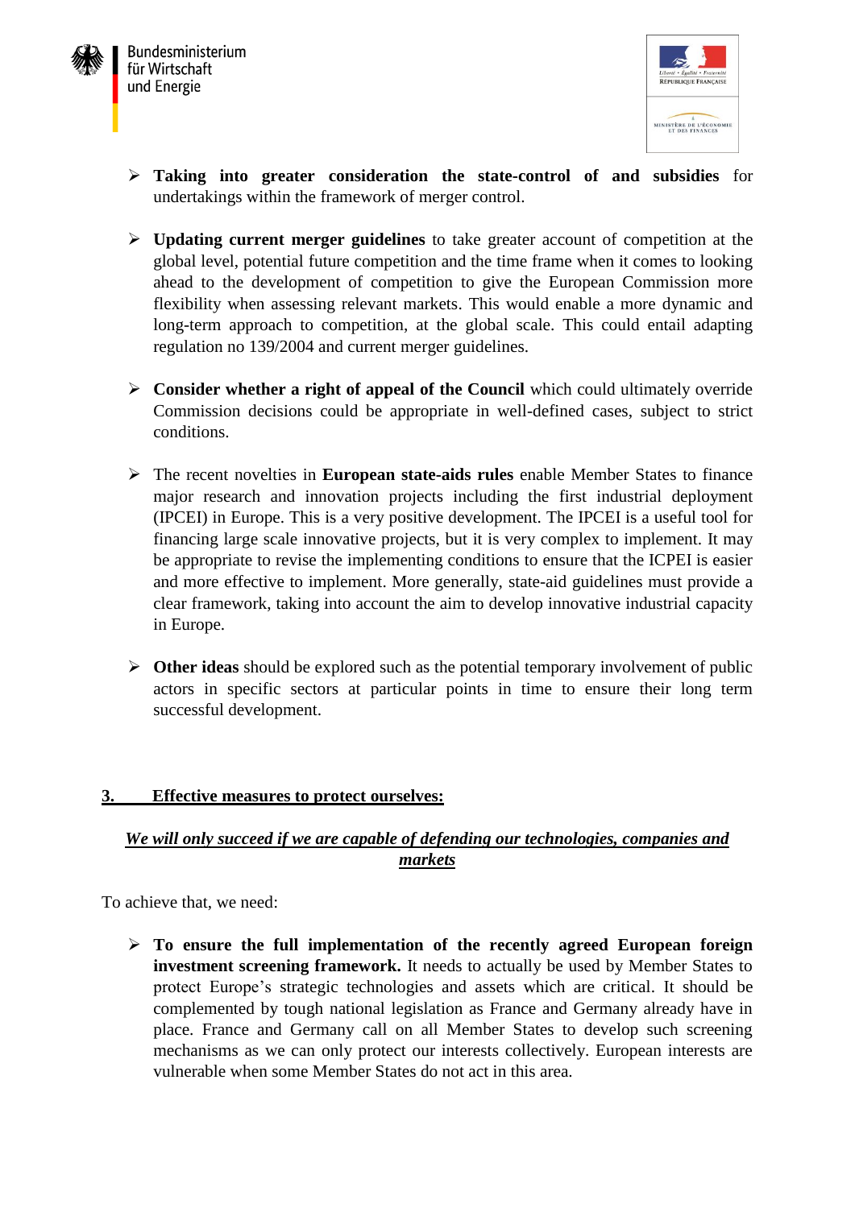- **Taking into greater consideration the state-control of and subsidies** for undertakings within the framework of merger control.

- **Updating current merger guidelines** to take greater account of competition at the global level, potential future competition and the time frame when it comes to looking ahead to the development of competition to give the European Commission more flexibility when assessing relevant markets. This would enable a more dynamic and long-term approach to competition, at the global scale. This could entail adapting regulation no 139/2004 and current merger guidelines.

- **Consider whether a right of appeal of the Council** which could ultimately override Commission decisions could be appropriate in well-defined cases, subject to strict conditions.

- The recent novelties in **European state-aids rules** enable Member States to finance major research and innovation projects including the first industrial deployment (IPCEI) in Europe. This is a very positive development. The IPCEI is a useful tool for financing large scale innovative projects, but it is very complex to implement. It may be appropriate to revise the implementing conditions to ensure that the ICPEI is easier and more effective to implement. More generally, state-aid guidelines must provide a clear framework, taking into account the aim to develop innovative industrial capacity in Europe.

- **Other ideas** should be explored such as the potential temporary involvement of public actors in specific sectors at particular points in time to ensure their long term successful development.

## 3. Effective measures to protect ourselves:

***We will only succeed if we are capable of defending our technologies, companies and markets***

To achieve that, we need:

- **To ensure the full implementation of the recently agreed European foreign investment screening framework.** It needs to actually be used by Member States to protect Europe's strategic technologies and assets which are critical. It should be complemented by tough national legislation as France and Germany already have in place. France and Germany call on all Member States to develop such screening mechanisms as we can only protect our interests collectively. European interests are vulnerable when some Member States do not act in this area.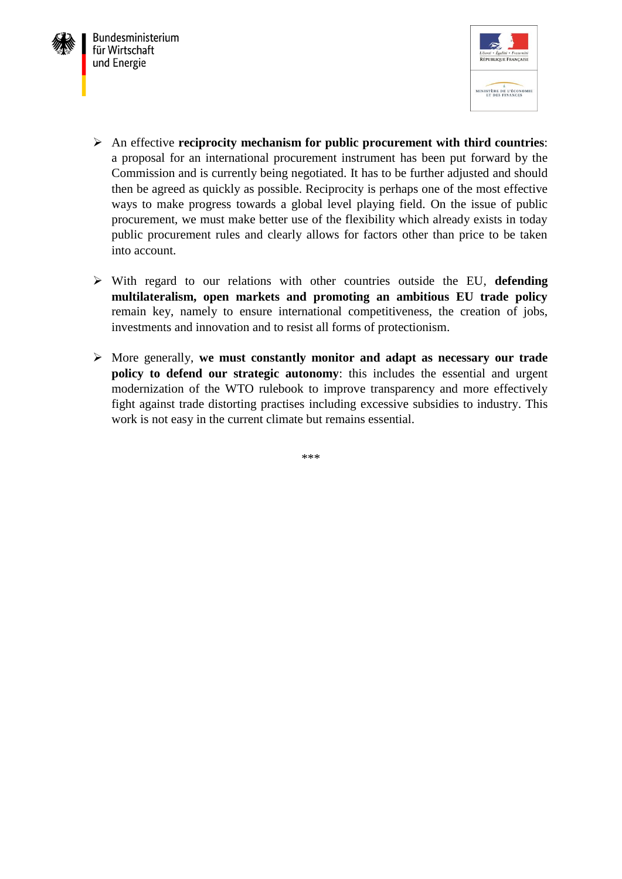- An effective **reciprocity mechanism for public procurement with third countries**: a proposal for an international procurement instrument has been put forward by the Commission and is currently being negotiated. It has to be further adjusted and should then be agreed as quickly as possible. Reciprocity is perhaps one of the most effective ways to make progress towards a global level playing field. On the issue of public procurement, we must make better use of the flexibility which already exists in today public procurement rules and clearly allows for factors other than price to be taken into account.

- With regard to our relations with other countries outside the EU, **defending multilateralism, open markets and promoting an ambitious EU trade policy** remain key, namely to ensure international competitiveness, the creation of jobs, investments and innovation and to resist all forms of protectionism.

- More generally, **we must constantly monitor and adapt as necessary our trade policy to defend our strategic autonomy**: this includes the essential and urgent modernization of the WTO rulebook to improve transparency and more effectively fight against trade distorting practises including excessive subsidies to industry. This work is not easy in the current climate but remains essential.

***